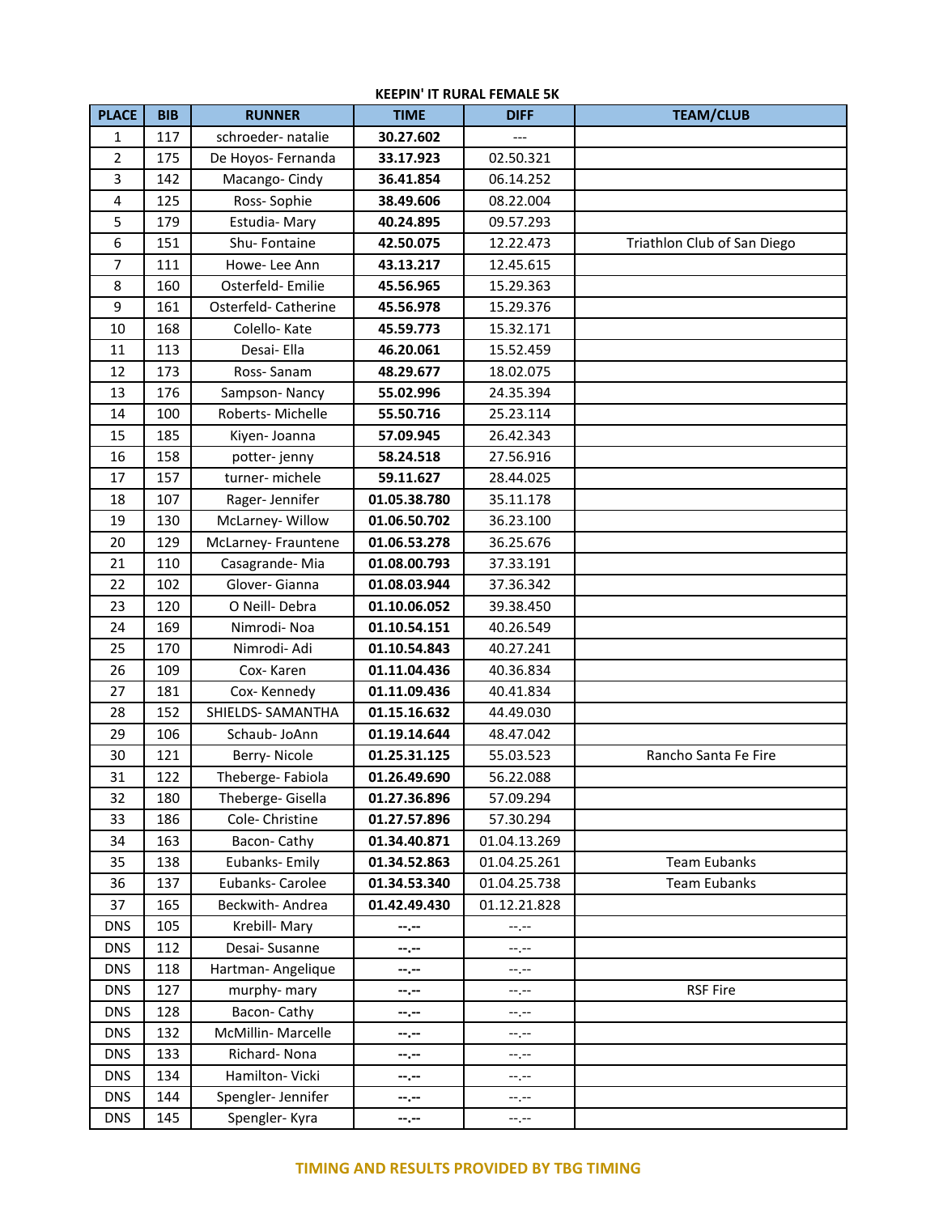**KEEPIN' IT RURAL FEMALE 5K**

| PLACE | BIB | RUNNER | TIME | DIFF | TEAM/CLUB |
|---|---|---|---|---|---|
| 1 | 117 | schroeder- natalie | **30.27.602** | --- | |
| 2 | 175 | De Hoyos- Fernanda | **33.17.923** | 02.50.321 | |
| 3 | 142 | Macango- Cindy | **36.41.854** | 06.14.252 | |
| 4 | 125 | Ross- Sophie | **38.49.606** | 08.22.004 | |
| 5 | 179 | Estudia- Mary | **40.24.895** | 09.57.293 | |
| 6 | 151 | Shu- Fontaine | **42.50.075** | 12.22.473 | Triathlon Club of San Diego |
| 7 | 111 | Howe- Lee Ann | **43.13.217** | 12.45.615 | |
| 8 | 160 | Osterfeld- Emilie | **45.56.965** | 15.29.363 | |
| 9 | 161 | Osterfeld- Catherine | **45.56.978** | 15.29.376 | |
| 10 | 168 | Colello- Kate | **45.59.773** | 15.32.171 | |
| 11 | 113 | Desai- Ella | **46.20.061** | 15.52.459 | |
| 12 | 173 | Ross- Sanam | **48.29.677** | 18.02.075 | |
| 13 | 176 | Sampson- Nancy | **55.02.996** | 24.35.394 | |
| 14 | 100 | Roberts- Michelle | **55.50.716** | 25.23.114 | |
| 15 | 185 | Kiyen- Joanna | **57.09.945** | 26.42.343 | |
| 16 | 158 | potter- jenny | **58.24.518** | 27.56.916 | |
| 17 | 157 | turner- michele | **59.11.627** | 28.44.025 | |
| 18 | 107 | Rager- Jennifer | **01.05.38.780** | 35.11.178 | |
| 19 | 130 | McLarney- Willow | **01.06.50.702** | 36.23.100 | |
| 20 | 129 | McLarney- Frauntene | **01.06.53.278** | 36.25.676 | |
| 21 | 110 | Casagrande- Mia | **01.08.00.793** | 37.33.191 | |
| 22 | 102 | Glover- Gianna | **01.08.03.944** | 37.36.342 | |
| 23 | 120 | O Neill- Debra | **01.10.06.052** | 39.38.450 | |
| 24 | 169 | Nimrodi- Noa | **01.10.54.151** | 40.26.549 | |
| 25 | 170 | Nimrodi- Adi | **01.10.54.843** | 40.27.241 | |
| 26 | 109 | Cox- Karen | **01.11.04.436** | 40.36.834 | |
| 27 | 181 | Cox- Kennedy | **01.11.09.436** | 40.41.834 | |
| 28 | 152 | SHIELDS- SAMANTHA | **01.15.16.632** | 44.49.030 | |
| 29 | 106 | Schaub- JoAnn | **01.19.14.644** | 48.47.042 | |
| 30 | 121 | Berry- Nicole | **01.25.31.125** | 55.03.523 | Rancho Santa Fe Fire |
| 31 | 122 | Theberge- Fabiola | **01.26.49.690** | 56.22.088 | |
| 32 | 180 | Theberge- Gisella | **01.27.36.896** | 57.09.294 | |
| 33 | 186 | Cole- Christine | **01.27.57.896** | 57.30.294 | |
| 34 | 163 | Bacon- Cathy | **01.34.40.871** | 01.04.13.269 | |
| 35 | 138 | Eubanks- Emily | **01.34.52.863** | 01.04.25.261 | Team Eubanks |
| 36 | 137 | Eubanks- Carolee | **01.34.53.340** | 01.04.25.738 | Team Eubanks |
| 37 | 165 | Beckwith- Andrea | **01.42.49.430** | 01.12.21.828 | |
| DNS | 105 | Krebill- Mary | **--.--** | --.-- | |
| DNS | 112 | Desai- Susanne | **--.--** | --.-- | |
| DNS | 118 | Hartman- Angelique | **--.--** | --.-- | |
| DNS | 127 | murphy- mary | **--.--** | --.-- | RSF Fire |
| DNS | 128 | Bacon- Cathy | **--.--** | --.-- | |
| DNS | 132 | McMillin- Marcelle | **--.--** | --.-- | |
| DNS | 133 | Richard- Nona | **--.--** | --.-- | |
| DNS | 134 | Hamilton- Vicki | **--.--** | --.-- | |
| DNS | 144 | Spengler- Jennifer | **--.--** | --.-- | |
| DNS | 145 | Spengler- Kyra | **--.--** | --.-- | |

**TIMING AND RESULTS PROVIDED BY TBG TIMING**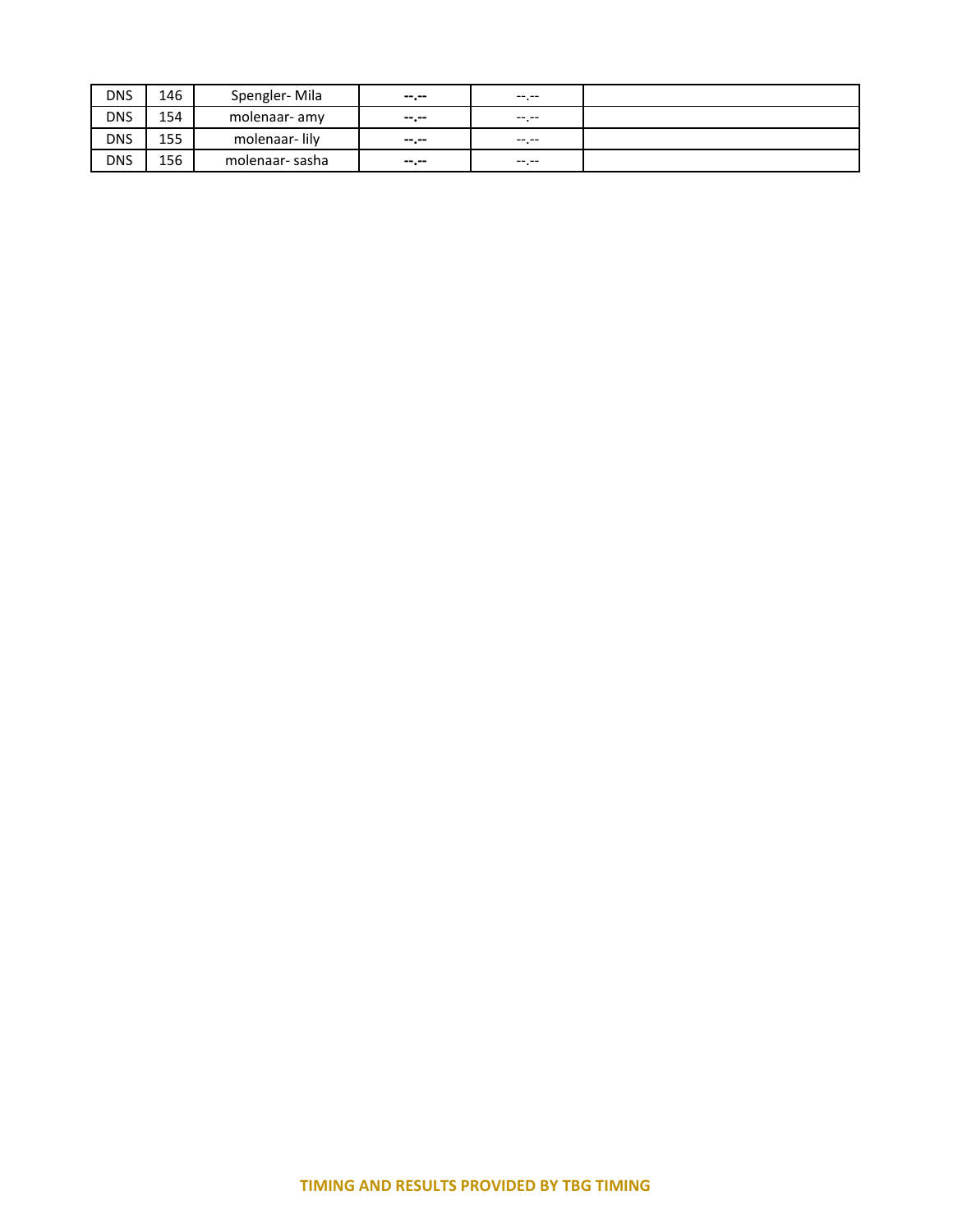| | | | | | |
|---|---|---|---|---|---|
| DNS | 146 | Spengler- Mila | --.-- | --.-- | |
| DNS | 154 | molenaar- amy | --.-- | --.-- | |
| DNS | 155 | molenaar- lily | --.-- | --.-- | |
| DNS | 156 | molenaar- sasha | --.-- | --.-- | |

**TIMING AND RESULTS PROVIDED BY TBG TIMING**